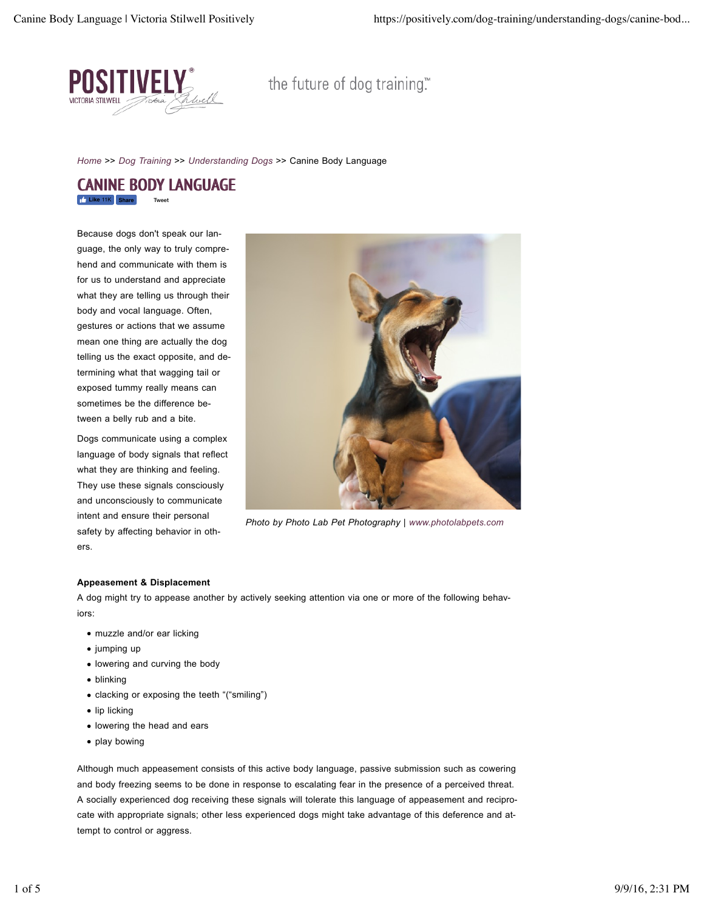Home >> Dog Training >> Understanding Dogs >> Canine Body Language

# CANINE BODY LANGUAGE

Because dogs don't speak our language, the only way to truly comprehend and communicate with them is for us to understand and appreciate what they are telling us through their body and vocal language. Often, gestures or actions that we assume mean one thing are actually the dog telling us the exact opposite, and determining what that wagging tail or exposed tummy really means can sometimes be the difference between a belly rub and a bite.

Dogs communicate using a complex language of body signals that reflect what they are thinking and feeling. They use these signals consciously and unconsciously to communicate intent and ensure their personal safety by affecting behavior in others.

*Photo by Photo Lab Pet Photography | www.photolabpets.com*

**Appeasement & Displacement**

A dog might try to appease another by actively seeking attention via one or more of the following behaviors:

- muzzle and/or ear licking
- jumping up
- lowering and curving the body
- blinking
- clacking or exposing the teeth "("smiling")
- lip licking
- lowering the head and ears
- play bowing

Although much appeasement consists of this active body language, passive submission such as cowering and body freezing seems to be done in response to escalating fear in the presence of a perceived threat. A socially experienced dog receiving these signals will tolerate this language of appeasement and reciprocate with appropriate signals; other less experienced dogs might take advantage of this deference and attempt to control or aggress.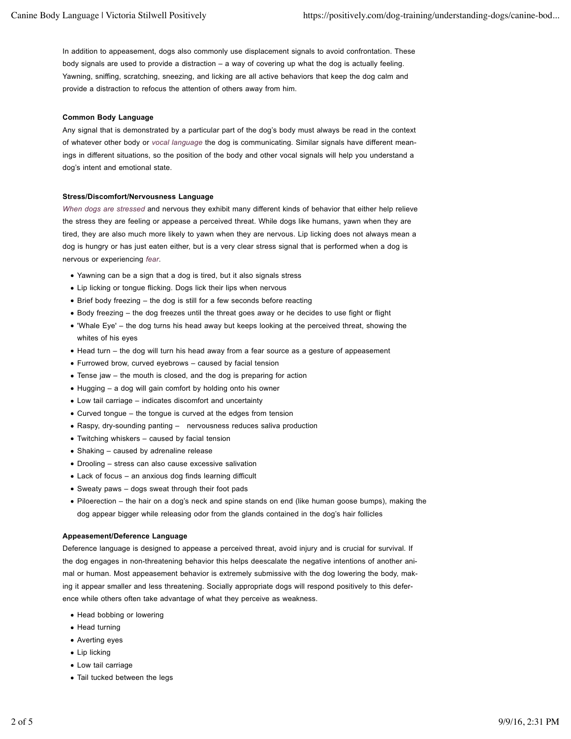In addition to appeasement, dogs also commonly use displacement signals to avoid confrontation. These body signals are used to provide a distraction – a way of covering up what the dog is actually feeling. Yawning, sniffing, scratching, sneezing, and licking are all active behaviors that keep the dog calm and provide a distraction to refocus the attention of others away from him.

**Common Body Language**

Any signal that is demonstrated by a particular part of the dog's body must always be read in the context of whatever other body or *vocal language* the dog is communicating. Similar signals have different meanings in different situations, so the position of the body and other vocal signals will help you understand a dog's intent and emotional state.

**Stress/Discomfort/Nervousness Language**

*When dogs are stressed* and nervous they exhibit many different kinds of behavior that either help relieve the stress they are feeling or appease a perceived threat. While dogs like humans, yawn when they are tired, they are also much more likely to yawn when they are nervous. Lip licking does not always mean a dog is hungry or has just eaten either, but is a very clear stress signal that is performed when a dog is nervous or experiencing *fear*.

- Yawning can be a sign that a dog is tired, but it also signals stress
- Lip licking or tongue flicking. Dogs lick their lips when nervous
- Brief body freezing – the dog is still for a few seconds before reacting
- Body freezing – the dog freezes until the threat goes away or he decides to use fight or flight
- 'Whale Eye' – the dog turns his head away but keeps looking at the perceived threat, showing the whites of his eyes
- Head turn – the dog will turn his head away from a fear source as a gesture of appeasement
- Furrowed brow, curved eyebrows – caused by facial tension
- Tense jaw – the mouth is closed, and the dog is preparing for action
- Hugging – a dog will gain comfort by holding onto his owner
- Low tail carriage – indicates discomfort and uncertainty
- Curved tongue – the tongue is curved at the edges from tension
- Raspy, dry-sounding panting – nervousness reduces saliva production
- Twitching whiskers – caused by facial tension
- Shaking – caused by adrenaline release
- Drooling – stress can also cause excessive salivation
- Lack of focus – an anxious dog finds learning difficult
- Sweaty paws – dogs sweat through their foot pads
- Piloerection – the hair on a dog's neck and spine stands on end (like human goose bumps), making the dog appear bigger while releasing odor from the glands contained in the dog's hair follicles

**Appeasement/Deference Language**

Deference language is designed to appease a perceived threat, avoid injury and is crucial for survival. If the dog engages in non-threatening behavior this helps deescalate the negative intentions of another animal or human. Most appeasement behavior is extremely submissive with the dog lowering the body, making it appear smaller and less threatening. Socially appropriate dogs will respond positively to this deference while others often take advantage of what they perceive as weakness.

- Head bobbing or lowering
- Head turning
- Averting eyes
- Lip licking
- Low tail carriage
- Tail tucked between the legs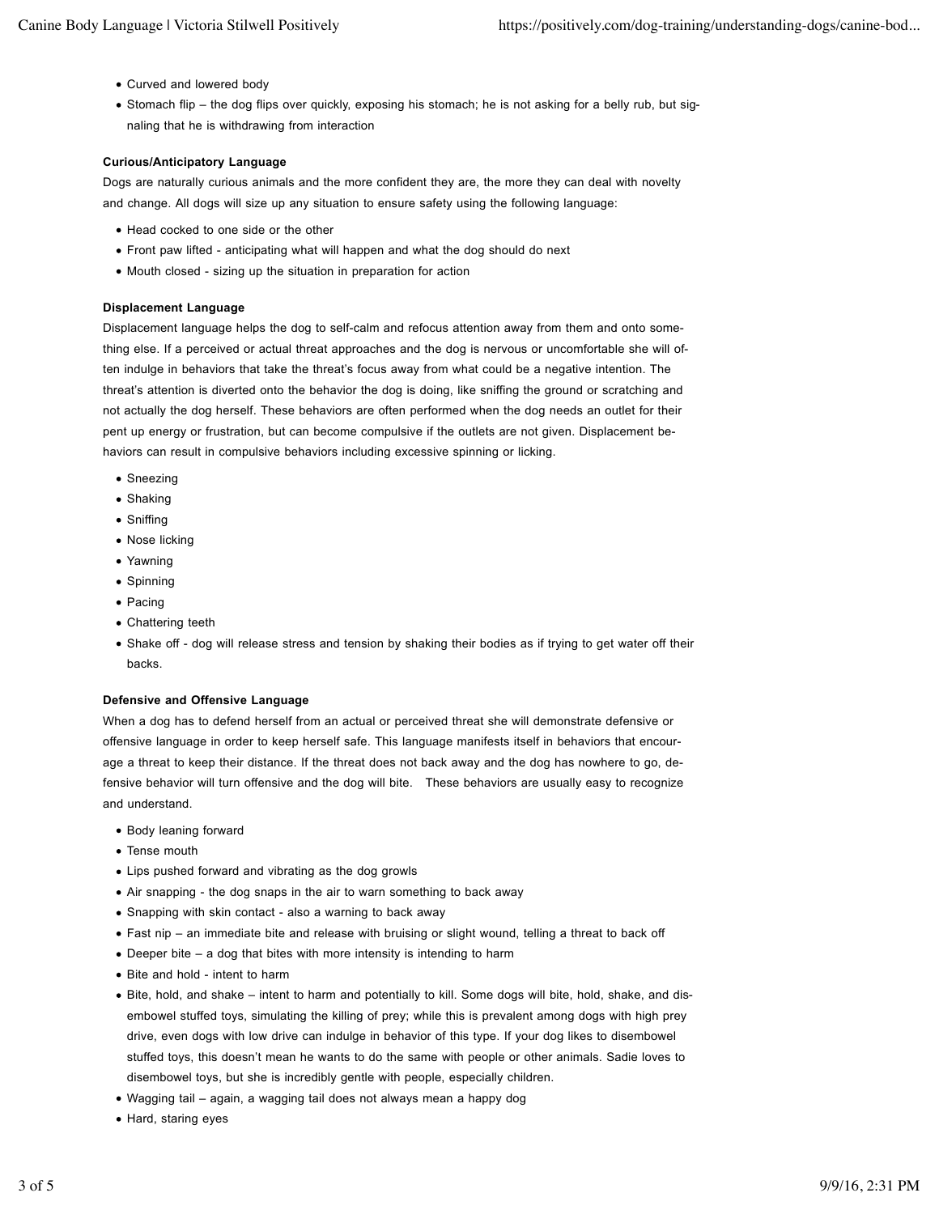- Curved and lowered body
- Stomach flip – the dog flips over quickly, exposing his stomach; he is not asking for a belly rub, but signaling that he is withdrawing from interaction

**Curious/Anticipatory Language**

Dogs are naturally curious animals and the more confident they are, the more they can deal with novelty and change. All dogs will size up any situation to ensure safety using the following language:

- Head cocked to one side or the other
- Front paw lifted - anticipating what will happen and what the dog should do next
- Mouth closed - sizing up the situation in preparation for action

**Displacement Language**

Displacement language helps the dog to self-calm and refocus attention away from them and onto something else. If a perceived or actual threat approaches and the dog is nervous or uncomfortable she will often indulge in behaviors that take the threat's focus away from what could be a negative intention. The threat's attention is diverted onto the behavior the dog is doing, like sniffing the ground or scratching and not actually the dog herself. These behaviors are often performed when the dog needs an outlet for their pent up energy or frustration, but can become compulsive if the outlets are not given. Displacement behaviors can result in compulsive behaviors including excessive spinning or licking.

- Sneezing
- Shaking
- Sniffing
- Nose licking
- Yawning
- Spinning
- Pacing
- Chattering teeth
- Shake off - dog will release stress and tension by shaking their bodies as if trying to get water off their backs.

**Defensive and Offensive Language**

When a dog has to defend herself from an actual or perceived threat she will demonstrate defensive or offensive language in order to keep herself safe. This language manifests itself in behaviors that encourage a threat to keep their distance. If the threat does not back away and the dog has nowhere to go, defensive behavior will turn offensive and the dog will bite. These behaviors are usually easy to recognize and understand.

- Body leaning forward
- Tense mouth
- Lips pushed forward and vibrating as the dog growls
- Air snapping - the dog snaps in the air to warn something to back away
- Snapping with skin contact - also a warning to back away
- Fast nip – an immediate bite and release with bruising or slight wound, telling a threat to back off
- Deeper bite – a dog that bites with more intensity is intending to harm
- Bite and hold - intent to harm
- Bite, hold, and shake – intent to harm and potentially to kill. Some dogs will bite, hold, shake, and disembowel stuffed toys, simulating the killing of prey; while this is prevalent among dogs with high prey drive, even dogs with low drive can indulge in behavior of this type. If your dog likes to disembowel stuffed toys, this doesn't mean he wants to do the same with people or other animals. Sadie loves to disembowel toys, but she is incredibly gentle with people, especially children.
- Wagging tail – again, a wagging tail does not always mean a happy dog
- Hard, staring eyes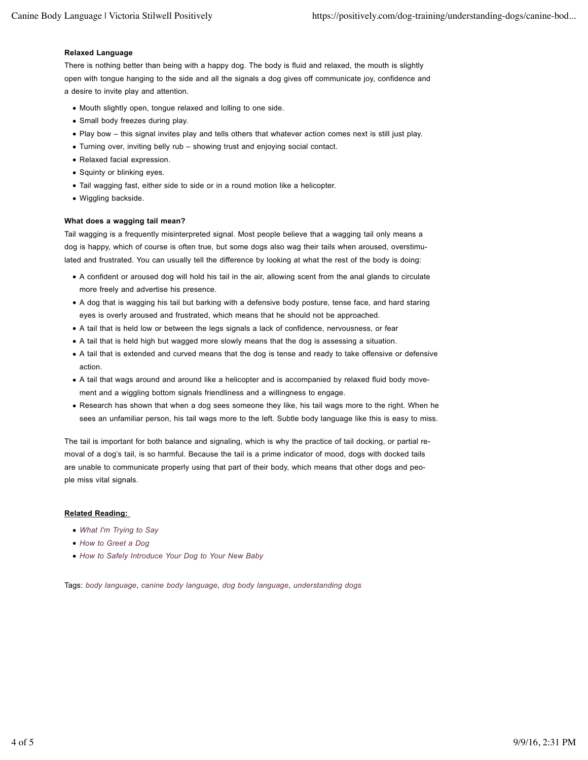**Relaxed Language**

There is nothing better than being with a happy dog. The body is fluid and relaxed, the mouth is slightly open with tongue hanging to the side and all the signals a dog gives off communicate joy, confidence and a desire to invite play and attention.

- Mouth slightly open, tongue relaxed and lolling to one side.
- Small body freezes during play.
- Play bow – this signal invites play and tells others that whatever action comes next is still just play.
- Turning over, inviting belly rub – showing trust and enjoying social contact.
- Relaxed facial expression.
- Squinty or blinking eyes.
- Tail wagging fast, either side to side or in a round motion like a helicopter.
- Wiggling backside.

**What does a wagging tail mean?**

Tail wagging is a frequently misinterpreted signal. Most people believe that a wagging tail only means a dog is happy, which of course is often true, but some dogs also wag their tails when aroused, overstimulated and frustrated. You can usually tell the difference by looking at what the rest of the body is doing:

- A confident or aroused dog will hold his tail in the air, allowing scent from the anal glands to circulate more freely and advertise his presence.
- A dog that is wagging his tail but barking with a defensive body posture, tense face, and hard staring eyes is overly aroused and frustrated, which means that he should not be approached.
- A tail that is held low or between the legs signals a lack of confidence, nervousness, or fear
- A tail that is held high but wagged more slowly means that the dog is assessing a situation.
- A tail that is extended and curved means that the dog is tense and ready to take offensive or defensive action.
- A tail that wags around and around like a helicopter and is accompanied by relaxed fluid body movement and a wiggling bottom signals friendliness and a willingness to engage.
- Research has shown that when a dog sees someone they like, his tail wags more to the right. When he sees an unfamiliar person, his tail wags more to the left. Subtle body language like this is easy to miss.

The tail is important for both balance and signaling, which is why the practice of tail docking, or partial removal of a dog's tail, is so harmful. Because the tail is a prime indicator of mood, dogs with docked tails are unable to communicate properly using that part of their body, which means that other dogs and people miss vital signals.

**Related Reading:**

- *What I'm Trying to Say*
- *How to Greet a Dog*
- *How to Safely Introduce Your Dog to Your New Baby*

Tags: *body language*, *canine body language*, *dog body language*, *understanding dogs*